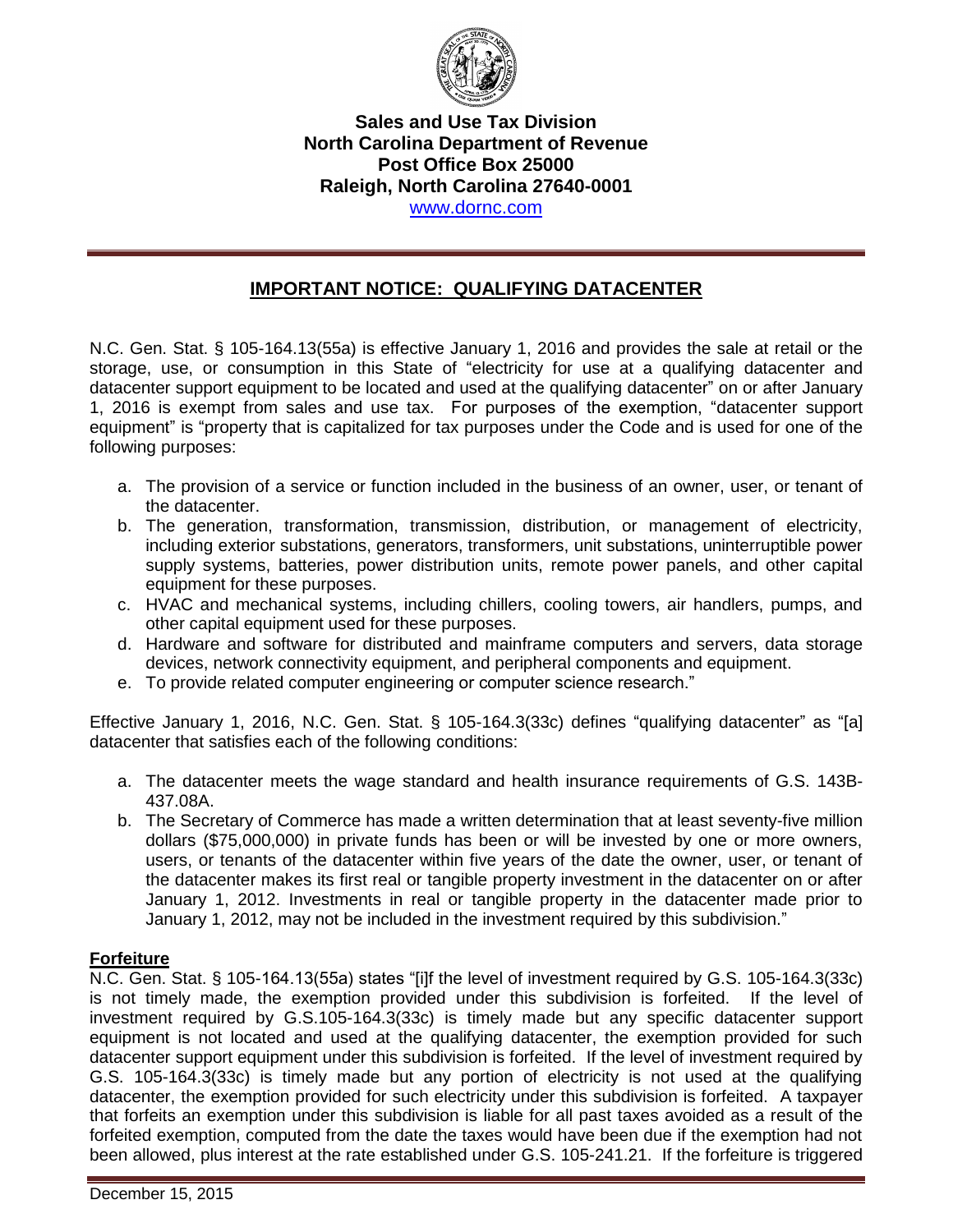**Sales and Use Tax Division**
**North Carolina Department of Revenue**
**Post Office Box 25000**
**Raleigh, North Carolina 27640-0001**
www.dornc.com

## IMPORTANT NOTICE: QUALIFYING DATACENTER

N.C. Gen. Stat. § 105-164.13(55a) is effective January 1, 2016 and provides the sale at retail or the storage, use, or consumption in this State of "electricity for use at a qualifying datacenter and datacenter support equipment to be located and used at the qualifying datacenter" on or after January 1, 2016 is exempt from sales and use tax. For purposes of the exemption, "datacenter support equipment" is "property that is capitalized for tax purposes under the Code and is used for one of the following purposes:

a. The provision of a service or function included in the business of an owner, user, or tenant of the datacenter.
b. The generation, transformation, transmission, distribution, or management of electricity, including exterior substations, generators, transformers, unit substations, uninterruptible power supply systems, batteries, power distribution units, remote power panels, and other capital equipment for these purposes.
c. HVAC and mechanical systems, including chillers, cooling towers, air handlers, pumps, and other capital equipment used for these purposes.
d. Hardware and software for distributed and mainframe computers and servers, data storage devices, network connectivity equipment, and peripheral components and equipment.
e. To provide related computer engineering or computer science research."

Effective January 1, 2016, N.C. Gen. Stat. § 105-164.3(33c) defines "qualifying datacenter" as "[a] datacenter that satisfies each of the following conditions:

a. The datacenter meets the wage standard and health insurance requirements of G.S. 143B-437.08A.
b. The Secretary of Commerce has made a written determination that at least seventy-five million dollars ($75,000,000) in private funds has been or will be invested by one or more owners, users, or tenants of the datacenter within five years of the date the owner, user, or tenant of the datacenter makes its first real or tangible property investment in the datacenter on or after January 1, 2012. Investments in real or tangible property in the datacenter made prior to January 1, 2012, may not be included in the investment required by this subdivision."

**Forfeiture**

N.C. Gen. Stat. § 105-164.13(55a) states "[i]f the level of investment required by G.S. 105-164.3(33c) is not timely made, the exemption provided under this subdivision is forfeited. If the level of investment required by G.S.105-164.3(33c) is timely made but any specific datacenter support equipment is not located and used at the qualifying datacenter, the exemption provided for such datacenter support equipment under this subdivision is forfeited. If the level of investment required by G.S. 105-164.3(33c) is timely made but any portion of electricity is not used at the qualifying datacenter, the exemption provided for such electricity under this subdivision is forfeited. A taxpayer that forfeits an exemption under this subdivision is liable for all past taxes avoided as a result of the forfeited exemption, computed from the date the taxes would have been due if the exemption had not been allowed, plus interest at the rate established under G.S. 105-241.21. If the forfeiture is triggered

December 15, 2015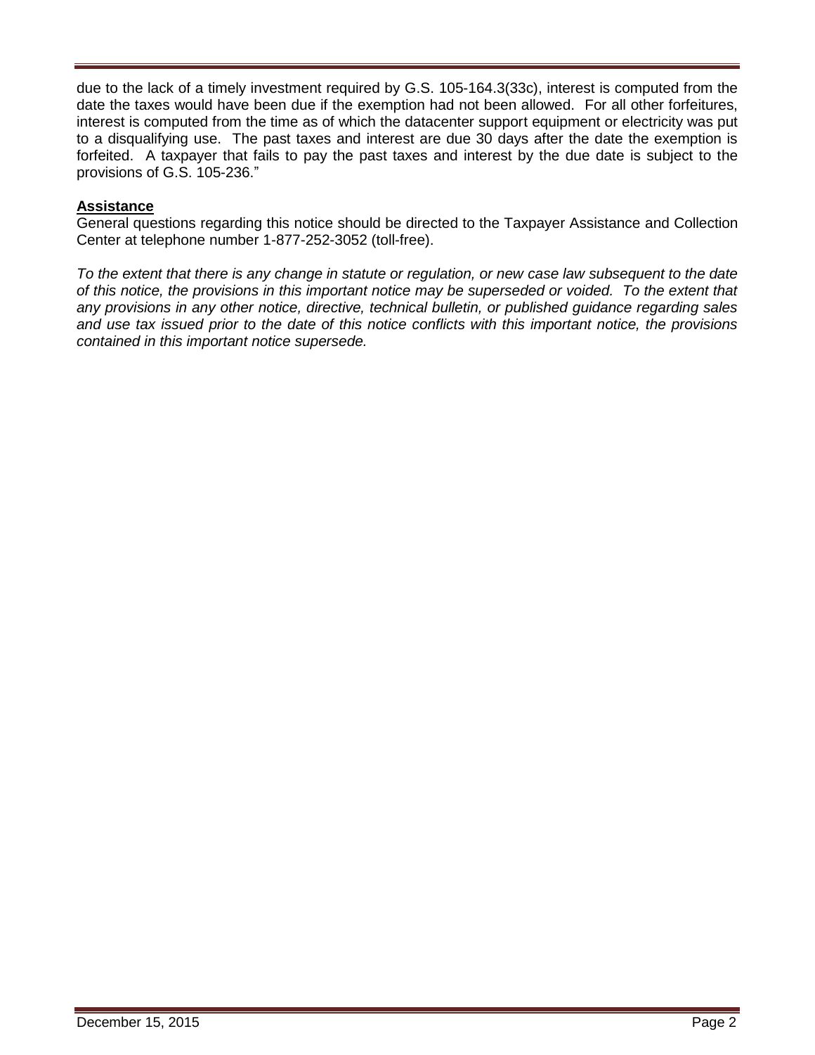due to the lack of a timely investment required by G.S. 105-164.3(33c), interest is computed from the date the taxes would have been due if the exemption had not been allowed. For all other forfeitures, interest is computed from the time as of which the datacenter support equipment or electricity was put to a disqualifying use. The past taxes and interest are due 30 days after the date the exemption is forfeited. A taxpayer that fails to pay the past taxes and interest by the due date is subject to the provisions of G.S. 105-236."

**Assistance**

General questions regarding this notice should be directed to the Taxpayer Assistance and Collection Center at telephone number 1-877-252-3052 (toll-free).

*To the extent that there is any change in statute or regulation, or new case law subsequent to the date of this notice, the provisions in this important notice may be superseded or voided. To the extent that any provisions in any other notice, directive, technical bulletin, or published guidance regarding sales and use tax issued prior to the date of this notice conflicts with this important notice, the provisions contained in this important notice supersede.*